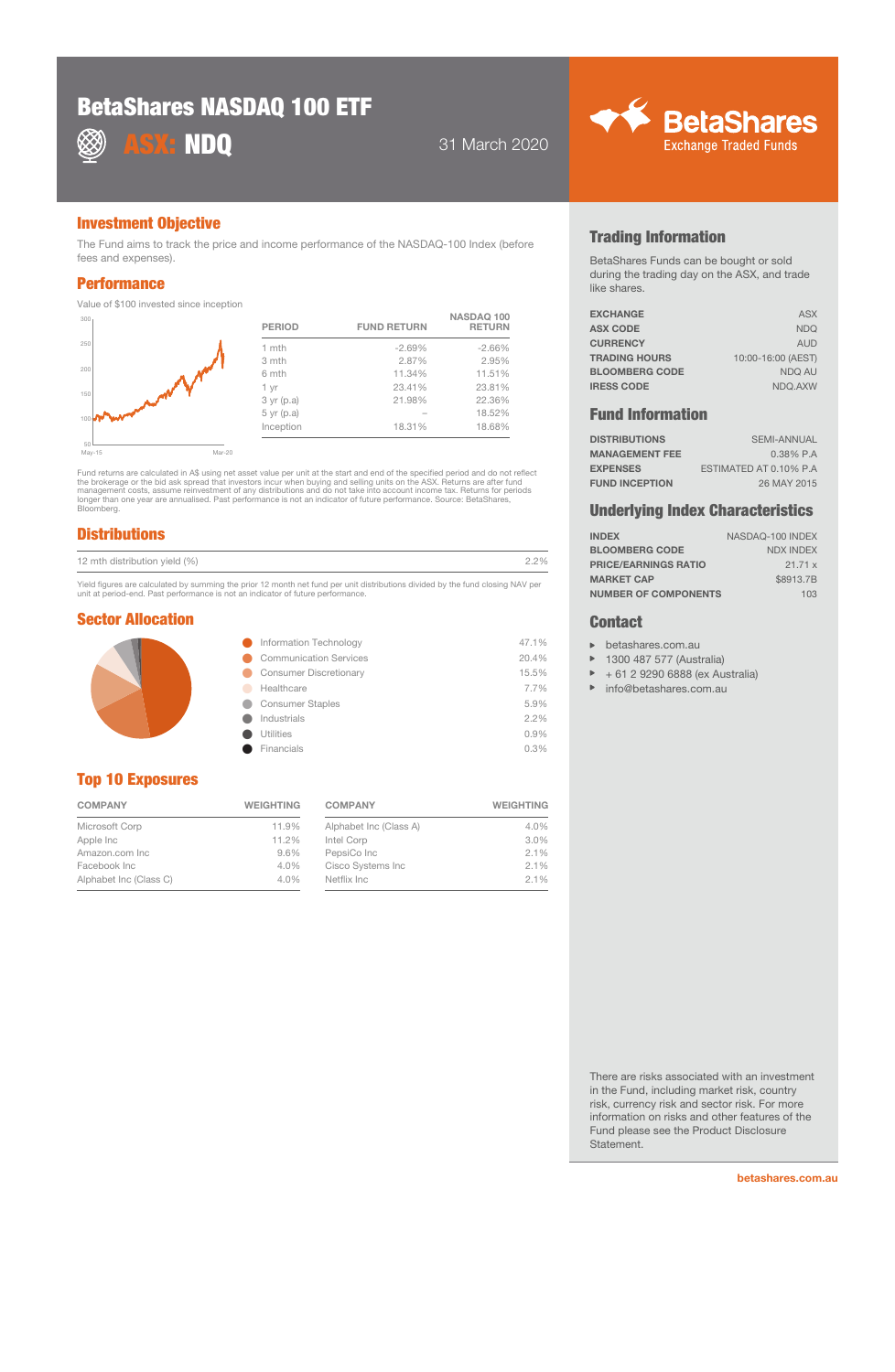# BetaShares NASDAQ 100 ETF

**ASX: NDQ**

31 March 2020

BetaShares Exchange Traded Funds

## Investment Objective

The Fund aims to track the price and income performance of the NASDAQ-100 Index (before fees and expenses).

## Performance

Value of $100 invested since inception

| PERIOD | FUND RETURN | NASDAQ 100 RETURN |
|---|---|---|
| 1 mth | -2.69% | -2.66% |
| 3 mth | 2.87% | 2.95% |
| 6 mth | 11.34% | 11.51% |
| 1 yr | 23.41% | 23.81% |
| 3 yr (p.a) | 21.98% | 22.36% |
| 5 yr (p.a) | – | 18.52% |
| Inception | 18.31% | 18.68% |

Fund returns are calculated in A$ using net asset value per unit at the start and end of the specified period and do not reflect the brokerage or the bid ask spread that investors incur when buying and selling units on the ASX. Returns are after fund management costs, assume reinvestment of any distributions and do not take into account income tax. Returns for periods longer than one year are annualised. Past performance is not an indicator of future performance. Source: BetaShares, Bloomberg.

## Distributions

| | |
|---|---|
| 12 mth distribution yield (%) | 2.2% |

Yield figures are calculated by summing the prior 12 month net fund per unit distributions divided by the fund closing NAV per unit at period-end. Past performance is not an indicator of future performance.

## Sector Allocation

| Sector | Weight |
|---|---|
| Information Technology | 47.1% |
| Communication Services | 20.4% |
| Consumer Discretionary | 15.5% |
| Healthcare | 7.7% |
| Consumer Staples | 5.9% |
| Industrials | 2.2% |
| Utilities | 0.9% |
| Financials | 0.3% |

## Top 10 Exposures

| COMPANY | WEIGHTING | COMPANY | WEIGHTING |
|---|---|---|---|
| Microsoft Corp | 11.9% | Alphabet Inc (Class A) | 4.0% |
| Apple Inc | 11.2% | Intel Corp | 3.0% |
| Amazon.com Inc | 9.6% | PepsiCo Inc | 2.1% |
| Facebook Inc | 4.0% | Cisco Systems Inc | 2.1% |
| Alphabet Inc (Class C) | 4.0% | Netflix Inc | 2.1% |

## Trading Information

BetaShares Funds can be bought or sold during the trading day on the ASX, and trade like shares.

| | |
|---|---|
| **EXCHANGE** | ASX |
| **ASX CODE** | NDQ |
| **CURRENCY** | AUD |
| **TRADING HOURS** | 10:00-16:00 (AEST) |
| **BLOOMBERG CODE** | NDQ AU |
| **IRESS CODE** | NDQ.AXW |

## Fund Information

| | |
|---|---|
| **DISTRIBUTIONS** | SEMI-ANNUAL |
| **MANAGEMENT FEE** | 0.38% P.A |
| **EXPENSES** | ESTIMATED AT 0.10% P.A |
| **FUND INCEPTION** | 26 MAY 2015 |

## Underlying Index Characteristics

| | |
|---|---|
| **INDEX** | NASDAQ-100 INDEX |
| **BLOOMBERG CODE** | NDX INDEX |
| **PRICE/EARNINGS RATIO** | 21.71 x |
| **MARKET CAP** | $8913.7B |
| **NUMBER OF COMPONENTS** | 103 |

## Contact

- betashares.com.au
- 1300 487 577 (Australia)
- + 61 2 9290 6888 (ex Australia)
- info@betashares.com.au

There are risks associated with an investment in the Fund, including market risk, country risk, currency risk and sector risk. For more information on risks and other features of the Fund please see the Product Disclosure Statement.

betashares.com.au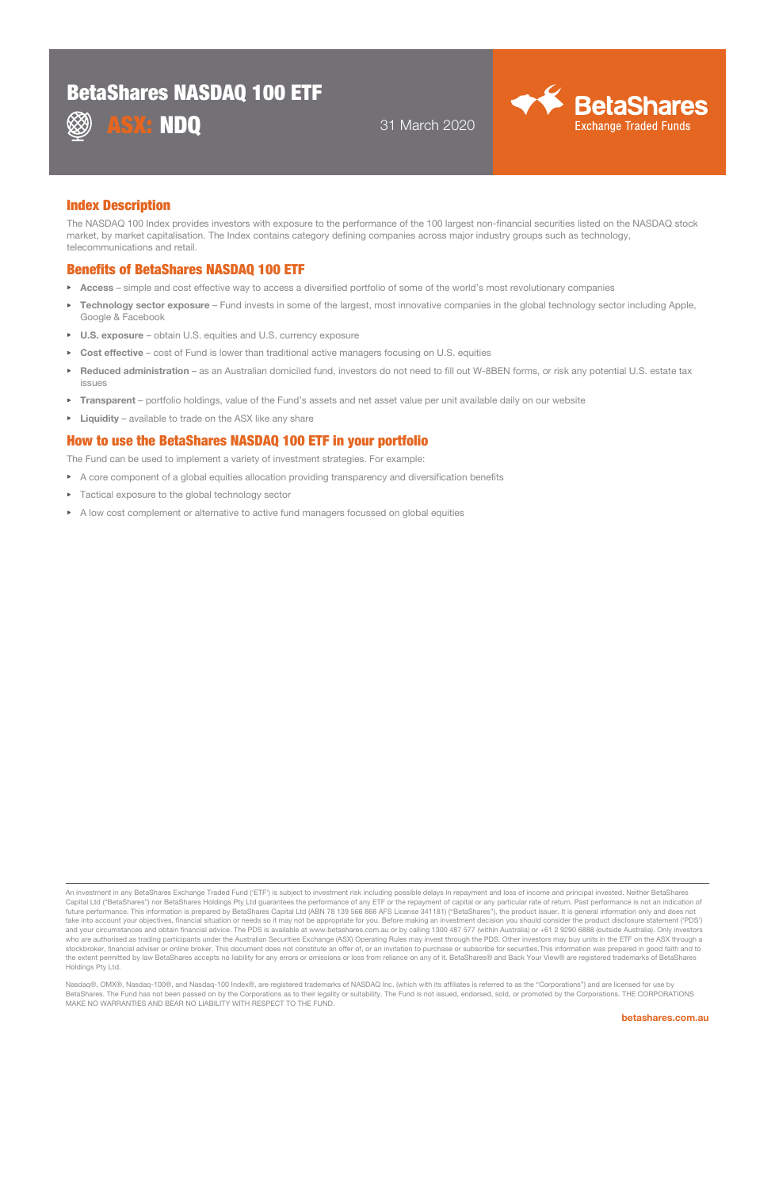# BetaShares NASDAQ 100 ETF

**ASX: NDQ**

31 March 2020

BetaShares Exchange Traded Funds

## Index Description

The NASDAQ 100 Index provides investors with exposure to the performance of the 100 largest non-financial securities listed on the NASDAQ stock market, by market capitalisation. The Index contains category defining companies across major industry groups such as technology, telecommunications and retail.

## Benefits of BetaShares NASDAQ 100 ETF

- **Access** – simple and cost effective way to access a diversified portfolio of some of the world's most revolutionary companies
- **Technology sector exposure** – Fund invests in some of the largest, most innovative companies in the global technology sector including Apple, Google & Facebook
- **U.S. exposure** – obtain U.S. equities and U.S. currency exposure
- **Cost effective** – cost of Fund is lower than traditional active managers focusing on U.S. equities
- **Reduced administration** – as an Australian domiciled fund, investors do not need to fill out W-8BEN forms, or risk any potential U.S. estate tax issues
- **Transparent** – portfolio holdings, value of the Fund's assets and net asset value per unit available daily on our website
- **Liquidity** – available to trade on the ASX like any share

## How to use the BetaShares NASDAQ 100 ETF in your portfolio

The Fund can be used to implement a variety of investment strategies. For example:

- A core component of a global equities allocation providing transparency and diversification benefits
- Tactical exposure to the global technology sector
- A low cost complement or alternative to active fund managers focussed on global equities

An investment in any BetaShares Exchange Traded Fund ('ETF') is subject to investment risk including possible delays in repayment and loss of income and principal invested. Neither BetaShares Capital Ltd ("BetaShares") nor BetaShares Holdings Pty Ltd guarantees the performance of any ETF or the repayment of capital or any particular rate of return. Past performance is not an indication of future performance. This information is prepared by BetaShares Capital Ltd (ABN 78 139 566 868 AFS License 341181) ("BetaShares"), the product issuer. It is general information only and does not take into account your objectives, financial situation or needs so it may not be appropriate for you. Before making an investment decision you should consider the product disclosure statement ('PDS') and your circumstances and obtain financial advice. The PDS is available at www.betashares.com.au or by calling 1300 487 577 (within Australia) or +61 2 9290 6888 (outside Australia). Only investors who are authorised as trading participants under the Australian Securities Exchange (ASX) Operating Rules may invest through the PDS. Other investors may buy units in the ETF on the ASX through a stockbroker, financial adviser or online broker. This document does not constitute an offer of, or an invitation to purchase or subscribe for securities.This information was prepared in good faith and to the extent permitted by law BetaShares accepts no liability for any errors or omissions or loss from reliance on any of it. BetaShares® and Back Your View® are registered trademarks of BetaShares Holdings Pty Ltd.

Nasdaq®, OMX®, Nasdaq-100®, and Nasdaq-100 Index®, are registered trademarks of NASDAQ Inc. (which with its affiliates is referred to as the "Corporations") and are licensed for use by BetaShares. The Fund has not been passed on by the Corporations as to their legality or suitability. The Fund is not issued, endorsed, sold, or promoted by the Corporations. THE CORPORATIONS MAKE NO WARRANTIES AND BEAR NO LIABILITY WITH RESPECT TO THE FUND.

betashares.com.au